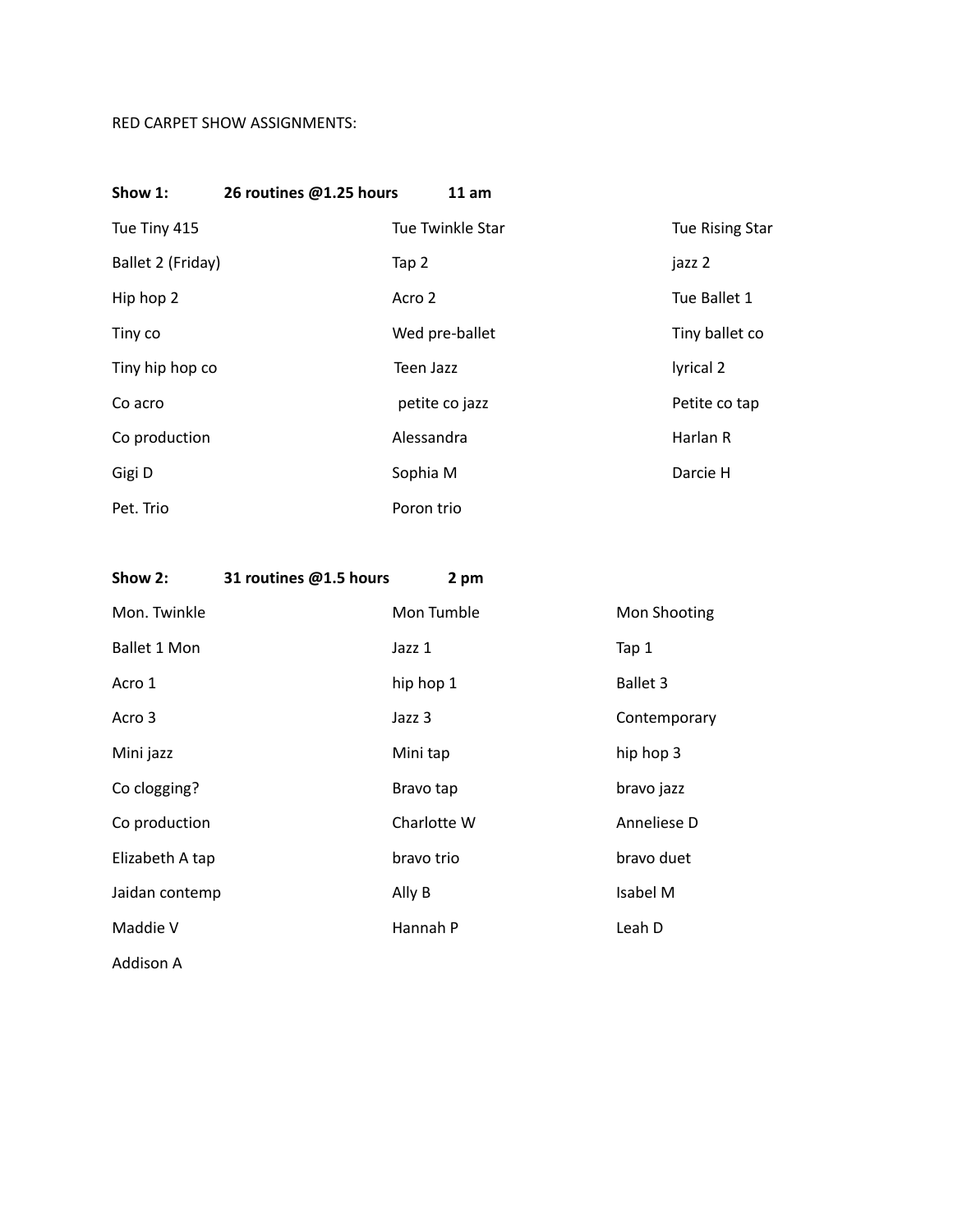RED CARPET SHOW ASSIGNMENTS:

**Show 1: 26 routines @1.25 hours 11 am**

| | | |
|---|---|---|
| Tue Tiny 415 | Tue Twinkle Star | Tue Rising Star |
| Ballet 2 (Friday) | Tap 2 | jazz 2 |
| Hip hop 2 | Acro 2 | Tue Ballet 1 |
| Tiny co | Wed pre-ballet | Tiny ballet co |
| Tiny hip hop co | Teen Jazz | lyrical 2 |
| Co acro | petite co jazz | Petite co tap |
| Co production | Alessandra | Harlan R |
| Gigi D | Sophia M | Darcie H |
| Pet. Trio | Poron trio | |

**Show 2: 31 routines @1.5 hours 2 pm**

| | | |
|---|---|---|
| Mon. Twinkle | Mon Tumble | Mon Shooting |
| Ballet 1 Mon | Jazz 1 | Tap 1 |
| Acro 1 | hip hop 1 | Ballet 3 |
| Acro 3 | Jazz 3 | Contemporary |
| Mini jazz | Mini tap | hip hop 3 |
| Co clogging? | Bravo tap | bravo jazz |
| Co production | Charlotte W | Anneliese D |
| Elizabeth A tap | bravo trio | bravo duet |
| Jaidan contemp | Ally B | Isabel M |
| Maddie V | Hannah P | Leah D |
| Addison A | | |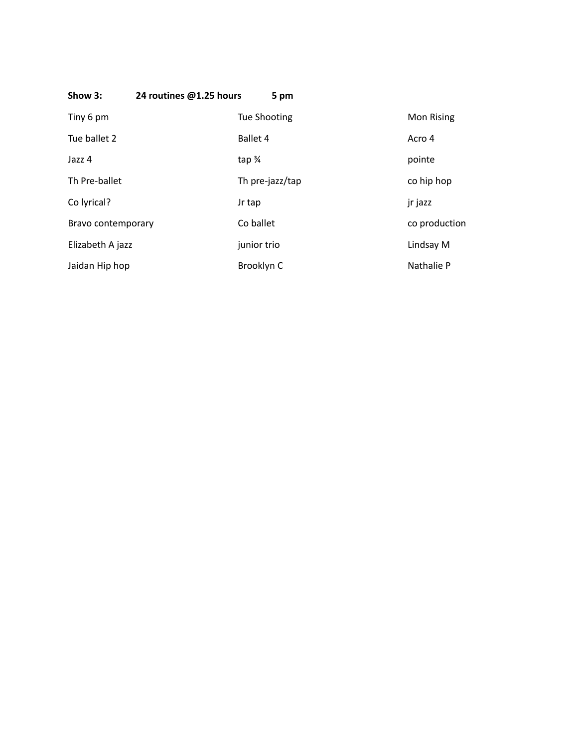**Show 3: 24 routines @1.25 hours 5 pm**

| | | |
|---|---|---|
| Tiny 6 pm | Tue Shooting | Mon Rising |
| Tue ballet 2 | Ballet 4 | Acro 4 |
| Jazz 4 | tap ¾ | pointe |
| Th Pre-ballet | Th pre-jazz/tap | co hip hop |
| Co lyrical? | Jr tap | jr jazz |
| Bravo contemporary | Co ballet | co production |
| Elizabeth A jazz | junior trio | Lindsay M |
| Jaidan Hip hop | Brooklyn C | Nathalie P |